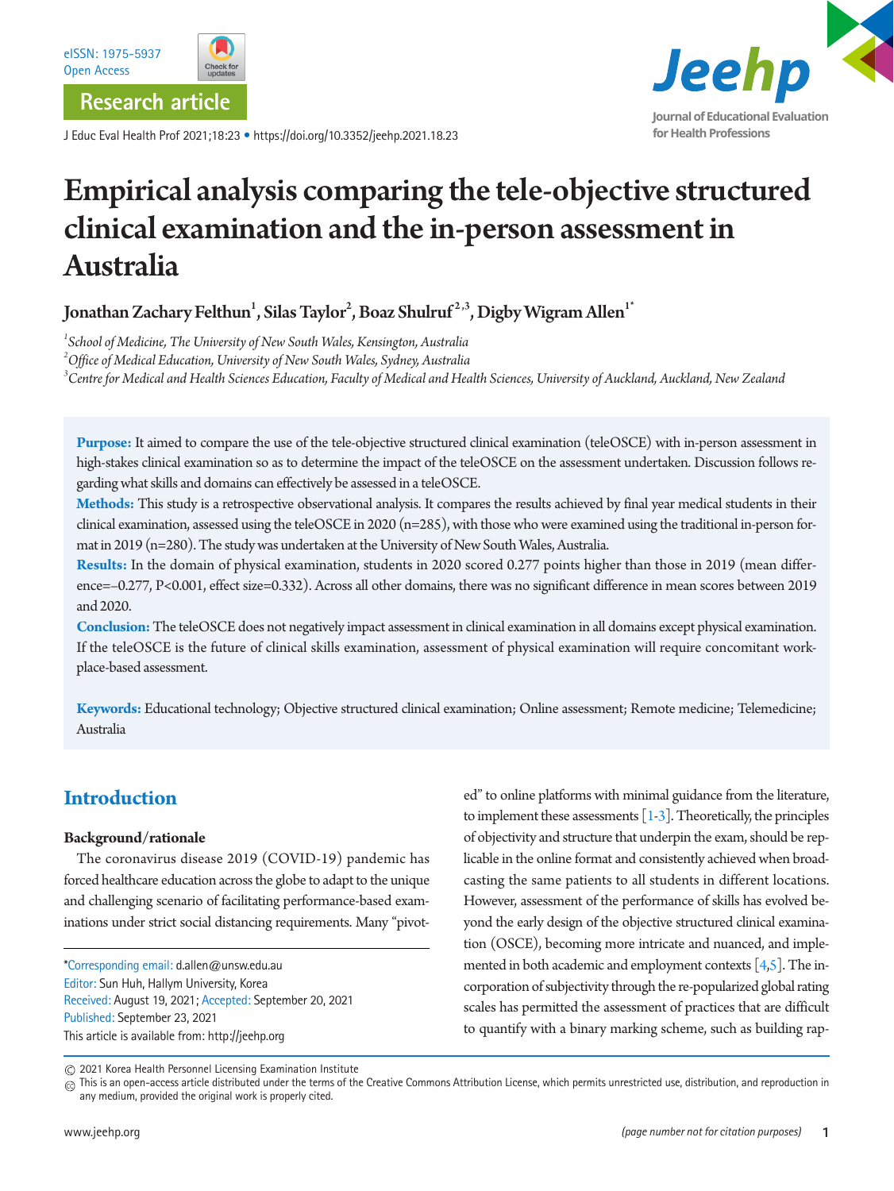Research article

# Empirical analysis comparing the tele-objective structured clinical examination and the in-person assessment in Australia

**Jonathan Zachary Felthun[1], Silas Taylor[2], Boaz Shulruf[2,3], Digby Wigram Allen[1*]**

[1] *School of Medicine, The University of New South Wales, Kensington, Australia*
[2] *Office of Medical Education, University of New South Wales, Sydney, Australia*
[3] *Centre for Medical and Health Sciences Education, Faculty of Medical and Health Sciences, University of Auckland, Auckland, New Zealand*

**Purpose:** It aimed to compare the use of the tele-objective structured clinical examination (teleOSCE) with in-person assessment in high-stakes clinical examination so as to determine the impact of the teleOSCE on the assessment undertaken. Discussion follows regarding what skills and domains can effectively be assessed in a teleOSCE.

**Methods:** This study is a retrospective observational analysis. It compares the results achieved by final year medical students in their clinical examination, assessed using the teleOSCE in 2020 (n=285), with those who were examined using the traditional in-person format in 2019 (n=280). The study was undertaken at the University of New South Wales, Australia.

**Results:** In the domain of physical examination, students in 2020 scored 0.277 points higher than those in 2019 (mean difference=–0.277, P<0.001, effect size=0.332). Across all other domains, there was no significant difference in mean scores between 2019 and 2020.

**Conclusion:** The teleOSCE does not negatively impact assessment in clinical examination in all domains except physical examination. If the teleOSCE is the future of clinical skills examination, assessment of physical examination will require concomitant workplace-based assessment.

**Keywords:** Educational technology; Objective structured clinical examination; Online assessment; Remote medicine; Telemedicine; Australia

## Introduction

### Background/rationale

The coronavirus disease 2019 (COVID-19) pandemic has forced healthcare education across the globe to adapt to the unique and challenging scenario of facilitating performance-based examinations under strict social distancing requirements. Many "pivoted" to online platforms with minimal guidance from the literature, to implement these assessments [1-3]. Theoretically, the principles of objectivity and structure that underpin the exam, should be replicable in the online format and consistently achieved when broadcasting the same patients to all students in different locations. However, assessment of the performance of skills has evolved beyond the early design of the objective structured clinical examination (OSCE), becoming more intricate and nuanced, and implemented in both academic and employment contexts [4,5]. The incorporation of subjectivity through the re-popularized global rating scales has permitted the assessment of practices that are difficult to quantify with a binary marking scheme, such as building rap-

*Corresponding email: d.allen@unsw.edu.au
Editor: Sun Huh, Hallym University, Korea
Received: August 19, 2021; Accepted: September 20, 2021
Published: September 23, 2021
This article is available from: http://jeehp.org

© 2021 Korea Health Personnel Licensing Examination Institute
This is an open-access article distributed under the terms of the Creative Commons Attribution License, which permits unrestricted use, distribution, and reproduction in any medium, provided the original work is properly cited.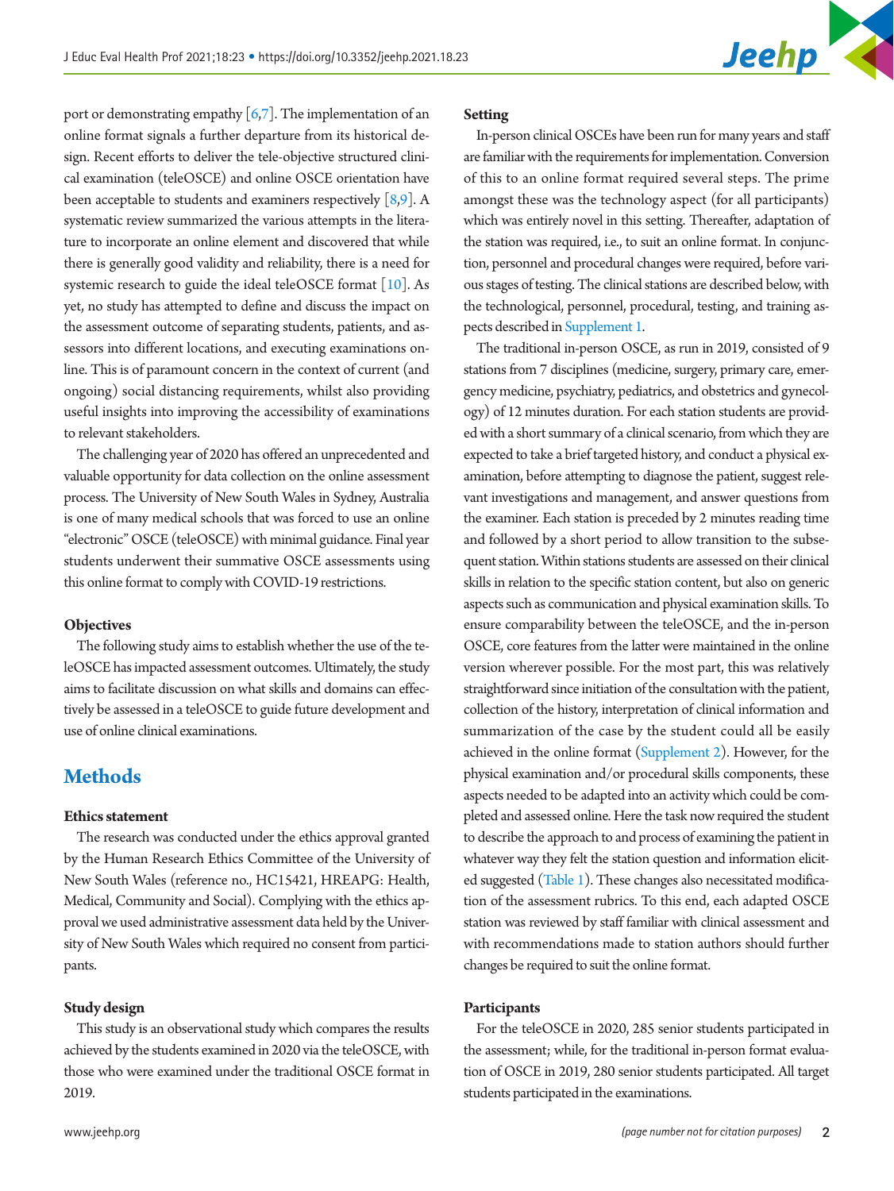port or demonstrating empathy [6,7]. The implementation of an online format signals a further departure from its historical design. Recent efforts to deliver the tele-objective structured clinical examination (teleOSCE) and online OSCE orientation have been acceptable to students and examiners respectively [8,9]. A systematic review summarized the various attempts in the literature to incorporate an online element and discovered that while there is generally good validity and reliability, there is a need for systemic research to guide the ideal teleOSCE format [10]. As yet, no study has attempted to define and discuss the impact on the assessment outcome of separating students, patients, and assessors into different locations, and executing examinations online. This is of paramount concern in the context of current (and ongoing) social distancing requirements, whilst also providing useful insights into improving the accessibility of examinations to relevant stakeholders.

The challenging year of 2020 has offered an unprecedented and valuable opportunity for data collection on the online assessment process. The University of New South Wales in Sydney, Australia is one of many medical schools that was forced to use an online "electronic" OSCE (teleOSCE) with minimal guidance. Final year students underwent their summative OSCE assessments using this online format to comply with COVID-19 restrictions.

### Objectives

The following study aims to establish whether the use of the teleOSCE has impacted assessment outcomes. Ultimately, the study aims to facilitate discussion on what skills and domains can effectively be assessed in a teleOSCE to guide future development and use of online clinical examinations.

## Methods

### Ethics statement

The research was conducted under the ethics approval granted by the Human Research Ethics Committee of the University of New South Wales (reference no., HC15421, HREAPG: Health, Medical, Community and Social). Complying with the ethics approval we used administrative assessment data held by the University of New South Wales which required no consent from participants.

### Study design

This study is an observational study which compares the results achieved by the students examined in 2020 via the teleOSCE, with those who were examined under the traditional OSCE format in 2019.

### Setting

In-person clinical OSCEs have been run for many years and staff are familiar with the requirements for implementation. Conversion of this to an online format required several steps. The prime amongst these was the technology aspect (for all participants) which was entirely novel in this setting. Thereafter, adaptation of the station was required, i.e., to suit an online format. In conjunction, personnel and procedural changes were required, before various stages of testing. The clinical stations are described below, with the technological, personnel, procedural, testing, and training aspects described in Supplement 1.

The traditional in-person OSCE, as run in 2019, consisted of 9 stations from 7 disciplines (medicine, surgery, primary care, emergency medicine, psychiatry, pediatrics, and obstetrics and gynecology) of 12 minutes duration. For each station students are provided with a short summary of a clinical scenario, from which they are expected to take a brief targeted history, and conduct a physical examination, before attempting to diagnose the patient, suggest relevant investigations and management, and answer questions from the examiner. Each station is preceded by 2 minutes reading time and followed by a short period to allow transition to the subsequent station. Within stations students are assessed on their clinical skills in relation to the specific station content, but also on generic aspects such as communication and physical examination skills. To ensure comparability between the teleOSCE, and the in-person OSCE, core features from the latter were maintained in the online version wherever possible. For the most part, this was relatively straightforward since initiation of the consultation with the patient, collection of the history, interpretation of clinical information and summarization of the case by the student could all be easily achieved in the online format (Supplement 2). However, for the physical examination and/or procedural skills components, these aspects needed to be adapted into an activity which could be completed and assessed online. Here the task now required the student to describe the approach to and process of examining the patient in whatever way they felt the station question and information elicited suggested (Table 1). These changes also necessitated modification of the assessment rubrics. To this end, each adapted OSCE station was reviewed by staff familiar with clinical assessment and with recommendations made to station authors should further changes be required to suit the online format.

### Participants

For the teleOSCE in 2020, 285 senior students participated in the assessment; while, for the traditional in-person format evaluation of OSCE in 2019, 280 senior students participated. All target students participated in the examinations.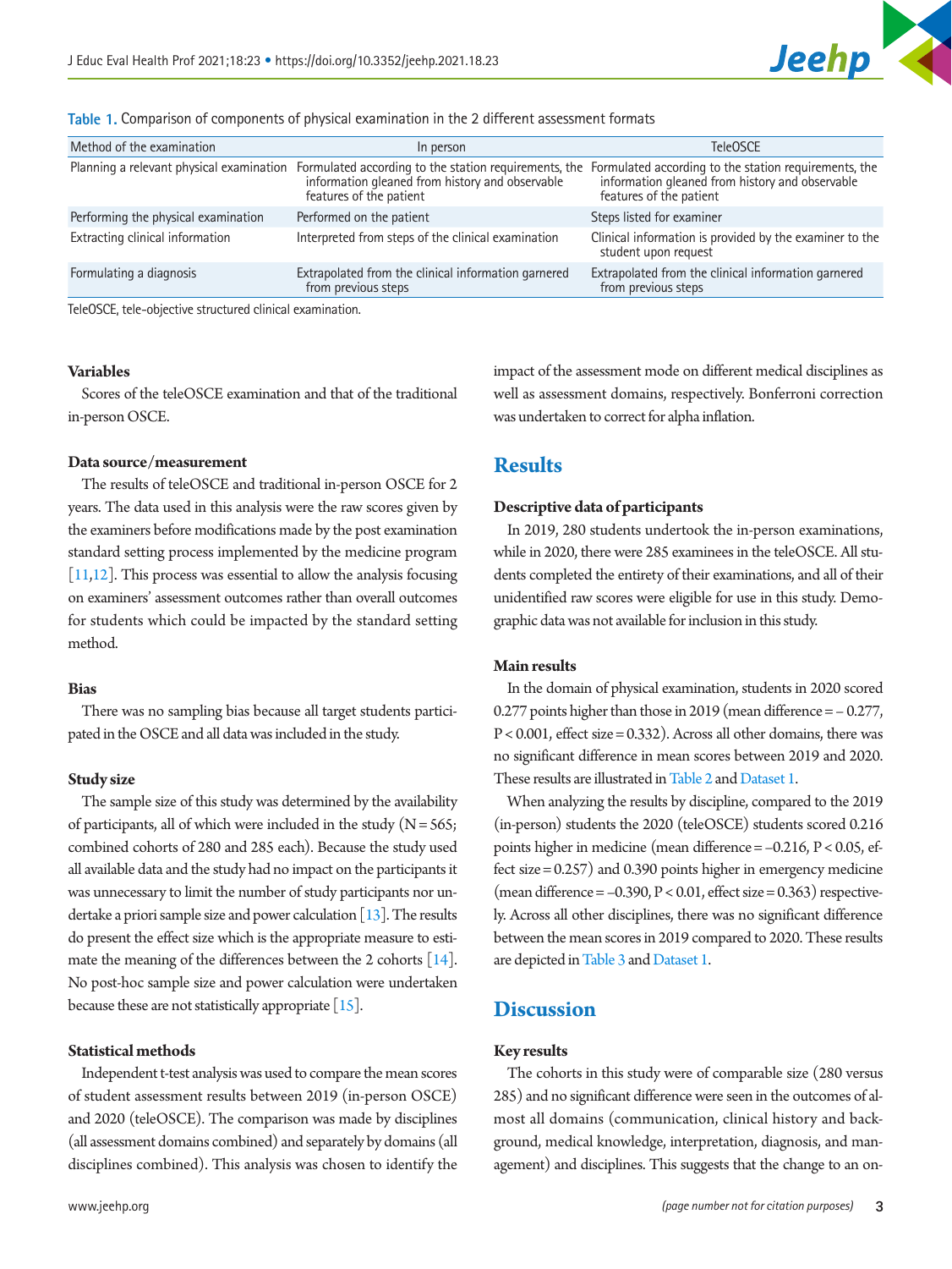Table 1. Comparison of components of physical examination in the 2 different assessment formats

| Method of the examination | In person | TeleOSCE |
|---|---|---|
| Planning a relevant physical examination | Formulated according to the station requirements, the information gleaned from history and observable features of the patient | Formulated according to the station requirements, the information gleaned from history and observable features of the patient |
| Performing the physical examination | Performed on the patient | Steps listed for examiner |
| Extracting clinical information | Interpreted from steps of the clinical examination | Clinical information is provided by the examiner to the student upon request |
| Formulating a diagnosis | Extrapolated from the clinical information garnered from previous steps | Extrapolated from the clinical information garnered from previous steps |

TeleOSCE, tele-objective structured clinical examination.

### Variables

Scores of the teleOSCE examination and that of the traditional in-person OSCE.

### Data source/measurement

The results of teleOSCE and traditional in-person OSCE for 2 years. The data used in this analysis were the raw scores given by the examiners before modifications made by the post examination standard setting process implemented by the medicine program [11,12]. This process was essential to allow the analysis focusing on examiners' assessment outcomes rather than overall outcomes for students which could be impacted by the standard setting method.

### Bias

There was no sampling bias because all target students participated in the OSCE and all data was included in the study.

### Study size

The sample size of this study was determined by the availability of participants, all of which were included in the study (N = 565; combined cohorts of 280 and 285 each). Because the study used all available data and the study had no impact on the participants it was unnecessary to limit the number of study participants nor undertake a priori sample size and power calculation [13]. The results do present the effect size which is the appropriate measure to estimate the meaning of the differences between the 2 cohorts [14]. No post-hoc sample size and power calculation were undertaken because these are not statistically appropriate [15].

### Statistical methods

Independent t-test analysis was used to compare the mean scores of student assessment results between 2019 (in-person OSCE) and 2020 (teleOSCE). The comparison was made by disciplines (all assessment domains combined) and separately by domains (all disciplines combined). This analysis was chosen to identify the impact of the assessment mode on different medical disciplines as well as assessment domains, respectively. Bonferroni correction was undertaken to correct for alpha inflation.

## Results

### Descriptive data of participants

In 2019, 280 students undertook the in-person examinations, while in 2020, there were 285 examinees in the teleOSCE. All students completed the entirety of their examinations, and all of their unidentified raw scores were eligible for use in this study. Demographic data was not available for inclusion in this study.

### Main results

In the domain of physical examination, students in 2020 scored 0.277 points higher than those in 2019 (mean difference = – 0.277, $P < 0.001$, effect size = 0.332). Across all other domains, there was no significant difference in mean scores between 2019 and 2020. These results are illustrated in Table 2 and Dataset 1.

When analyzing the results by discipline, compared to the 2019 (in-person) students the 2020 (teleOSCE) students scored 0.216 points higher in medicine (mean difference = –0.216, $P < 0.05$, effect size = 0.257) and 0.390 points higher in emergency medicine (mean difference = –0.390, $P < 0.01$, effect size = 0.363) respectively. Across all other disciplines, there was no significant difference between the mean scores in 2019 compared to 2020. These results are depicted in Table 3 and Dataset 1.

## Discussion

### Key results

The cohorts in this study were of comparable size (280 versus 285) and no significant difference were seen in the outcomes of almost all domains (communication, clinical history and background, medical knowledge, interpretation, diagnosis, and management) and disciplines. This suggests that the change to an on-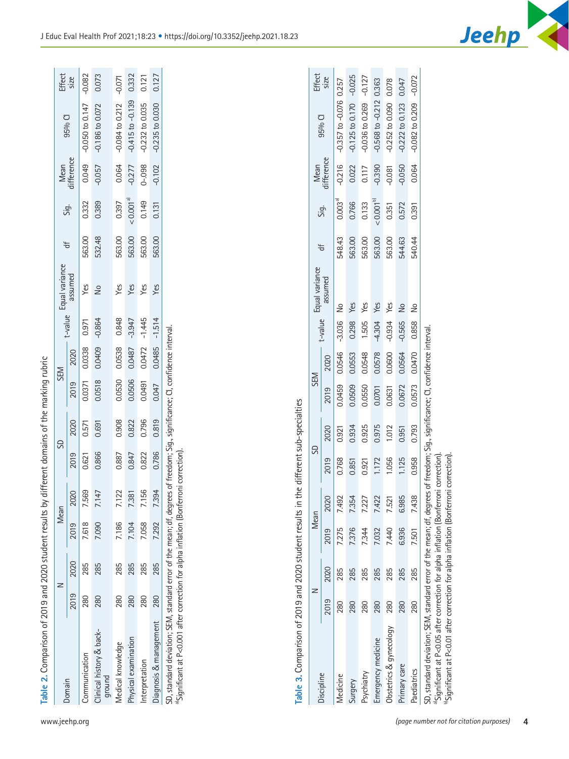**Table 2.** Comparison of 2019 and 2020 student results by different domains of the marking rubric

| Domain | N | | Mean | | SD | | SEM | | t-value | Equal variance assumed | df | Sig. | Mean difference | 95% CI | Effect size |
|---|---|---|---|---|---|---|---|---|---|---|---|---|---|---|---|
| | 2019 | 2020 | 2019 | 2020 | 2019 | 2020 | 2019 | 2020 | | | | | | | |
| Communication | 280 | 285 | 7.618 | 7.569 | 0.621 | 0.571 | 0.0371 | 0.0338 | 0.971 | Yes | 563.00 | 0.332 | 0.049 | -0.050 to 0.147 | -0.082 |
| Clinical history & back-ground | 280 | 285 | 7.090 | 7.147 | 0.866 | 0.691 | 0.0518 | 0.0409 | -0.864 | No | 532.48 | 0.389 | -0.057 | -0.186 to 0.072 | 0.073 |
| Medical knowledge | 280 | 285 | 7.186 | 7.122 | 0.887 | 0.908 | 0.0530 | 0.0538 | 0.848 | Yes | 563.00 | 0.397 | 0.064 | -0.084 to 0.212 | -0.071 |
| Physical examination | 280 | 285 | 7.104 | 7.381 | 0.847 | 0.822 | 0.0506 | 0.0487 | -3.947 | Yes | 563.00 | <0.001[a] | -0.277 | -0.415 to -0.139 | 0.332 |
| Interpretation | 280 | 285 | 7.058 | 7.156 | 0.822 | 0.796 | 0.0491 | 0.0472 | -1.445 | Yes | 563.00 | 0.149 | 0-.098 | -0.232 to 0.035 | 0.121 |
| Diagnosis & management | 280 | 285 | 7.292 | 7.394 | 0.786 | 0.819 | 0.047 | 0.0485 | -1.514 | Yes | 563.00 | 0.131 | -0.102 | -0.235 to 0.030 | 0.127 |

SD, standard deviation; SEM, standard error of the mean; df, degrees of freedom; Sig., significance; CI, confidence interval.
[a]Significant at P<0.001 after correction for alpha inflation (Bonferroni correction).

**Table 3.** Comparison of 2019 and 2020 student results in the different sub-specialties

| Discipline | N | | Mean | | SD | | SEM | | t-value | Equal variance assumed | df | Sig. | Mean difference | 95% CI | Effect size |
|---|---|---|---|---|---|---|---|---|---|---|---|---|---|---|---|
| | 2019 | 2020 | 2019 | 2020 | 2019 | 2020 | 2019 | 2020 | | | | | | | |
| Medicine | 280 | 285 | 7.275 | 7.492 | 0.768 | 0.921 | 0.0459 | 0.0546 | -3.036 | No | 548.43 | 0.003[a] | -0.216 | -0.357 to -0.076 | 0.257 |
| Surgery | 280 | 285 | 7.376 | 7.354 | 0.851 | 0.934 | 0.0509 | 0.0553 | 0.298 | Yes | 563.00 | 0.766 | 0.022 | -0.125 to 0.170 | -0.025 |
| Psychiatry | 280 | 285 | 7.344 | 7.227 | 0.921 | 0.925 | 0.0550 | 0.0548 | 1.505 | Yes | 563.00 | 0.133 | 0.117 | -0.036 to 0.269 | -0.127 |
| Emergency medicine | 280 | 285 | 7.032 | 7.422 | 1.172 | 0.975 | 0.0701 | 0.0578 | -4.304 | Yes | 563.00 | <0.001[b] | -0.390 | -0.568 to -0.212 | 0.363 |
| Obstetrics & gynecology | 280 | 285 | 7.440 | 7.521 | 1.056 | 1.012 | 0.0631 | 0.0600 | -0.934 | Yes | 563.00 | 0.351 | -0.081 | -0.252 to 0.090 | 0.078 |
| Primary care | 280 | 285 | 6.936 | 6.985 | 1.125 | 0.951 | 0.0672 | 0.0564 | -0.565 | No | 544.63 | 0.572 | -0.050 | -0.222 to 0.123 | 0.047 |
| Paediatrics | 280 | 285 | 7.501 | 7.438 | 0.958 | 0.793 | 0.0573 | 0.0470 | 0.858 | No | 540.44 | 0.391 | 0.064 | -0.082 to 0.209 | -0.072 |

SD, standard deviation; SEM, standard error of the mean; df, degrees of freedom; Sig., significance; CI, confidence interval.
[a]Significant at P<0.05 after correction for alpha inflation (Bonferroni correction).
[b]Significant at P<0.01 after correction for alpha inflation (Bonferroni correction).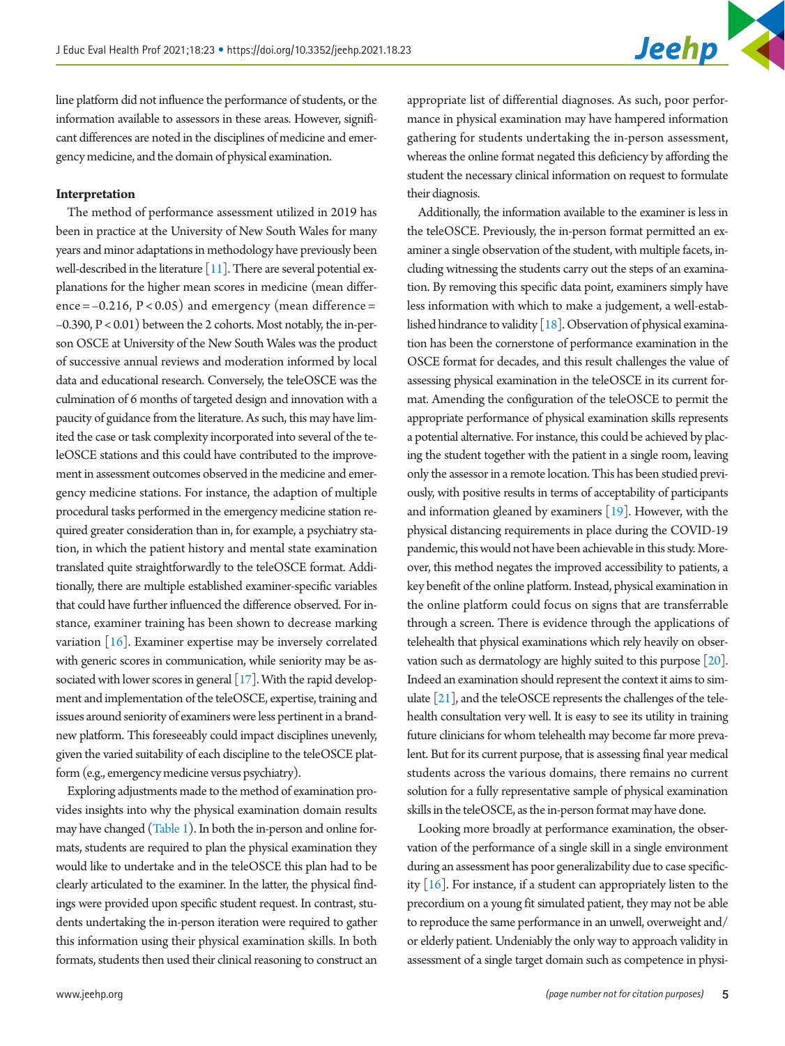line platform did not influence the performance of students, or the information available to assessors in these areas. However, significant differences are noted in the disciplines of medicine and emergency medicine, and the domain of physical examination.

### Interpretation

The method of performance assessment utilized in 2019 has been in practice at the University of New South Wales for many years and minor adaptations in methodology have previously been well-described in the literature [11]. There are several potential explanations for the higher mean scores in medicine (mean difference = –0.216, $P < 0.05$) and emergency (mean difference = –0.390, $P < 0.01$) between the 2 cohorts. Most notably, the in-person OSCE at University of the New South Wales was the product of successive annual reviews and moderation informed by local data and educational research. Conversely, the teleOSCE was the culmination of 6 months of targeted design and innovation with a paucity of guidance from the literature. As such, this may have limited the case or task complexity incorporated into several of the teleOSCE stations and this could have contributed to the improvement in assessment outcomes observed in the medicine and emergency medicine stations. For instance, the adaption of multiple procedural tasks performed in the emergency medicine station required greater consideration than in, for example, a psychiatry station, in which the patient history and mental state examination translated quite straightforwardly to the teleOSCE format. Additionally, there are multiple established examiner-specific variables that could have further influenced the difference observed. For instance, examiner training has been shown to decrease marking variation [16]. Examiner expertise may be inversely correlated with generic scores in communication, while seniority may be associated with lower scores in general [17]. With the rapid development and implementation of the teleOSCE, expertise, training and issues around seniority of examiners were less pertinent in a brand-new platform. This foreseeably could impact disciplines unevenly, given the varied suitability of each discipline to the teleOSCE platform (e.g., emergency medicine versus psychiatry).

Exploring adjustments made to the method of examination provides insights into why the physical examination domain results may have changed (Table 1). In both the in-person and online formats, students are required to plan the physical examination they would like to undertake and in the teleOSCE this plan had to be clearly articulated to the examiner. In the latter, the physical findings were provided upon specific student request. In contrast, students undertaking the in-person iteration were required to gather this information using their physical examination skills. In both formats, students then used their clinical reasoning to construct an appropriate list of differential diagnoses. As such, poor performance in physical examination may have hampered information gathering for students undertaking the in-person assessment, whereas the online format negated this deficiency by affording the student the necessary clinical information on request to formulate their diagnosis.

Additionally, the information available to the examiner is less in the teleOSCE. Previously, the in-person format permitted an examiner a single observation of the student, with multiple facets, including witnessing the students carry out the steps of an examination. By removing this specific data point, examiners simply have less information with which to make a judgement, a well-established hindrance to validity [18]. Observation of physical examination has been the cornerstone of performance examination in the OSCE format for decades, and this result challenges the value of assessing physical examination in the teleOSCE in its current format. Amending the configuration of the teleOSCE to permit the appropriate performance of physical examination skills represents a potential alternative. For instance, this could be achieved by placing the student together with the patient in a single room, leaving only the assessor in a remote location. This has been studied previously, with positive results in terms of acceptability of participants and information gleaned by examiners [19]. However, with the physical distancing requirements in place during the COVID-19 pandemic, this would not have been achievable in this study. Moreover, this method negates the improved accessibility to patients, a key benefit of the online platform. Instead, physical examination in the online platform could focus on signs that are transferrable through a screen. There is evidence through the applications of telehealth that physical examinations which rely heavily on observation such as dermatology are highly suited to this purpose [20]. Indeed an examination should represent the context it aims to simulate [21], and the teleOSCE represents the challenges of the telehealth consultation very well. It is easy to see its utility in training future clinicians for whom telehealth may become far more prevalent. But for its current purpose, that is assessing final year medical students across the various domains, there remains no current solution for a fully representative sample of physical examination skills in the teleOSCE, as the in-person format may have done.

Looking more broadly at performance examination, the observation of the performance of a single skill in a single environment during an assessment has poor generalizability due to case specificity [16]. For instance, if a student can appropriately listen to the precordium on a young fit simulated patient, they may not be able to reproduce the same performance in an unwell, overweight and/or elderly patient. Undeniably the only way to approach validity in assessment of a single target domain such as competence in physi-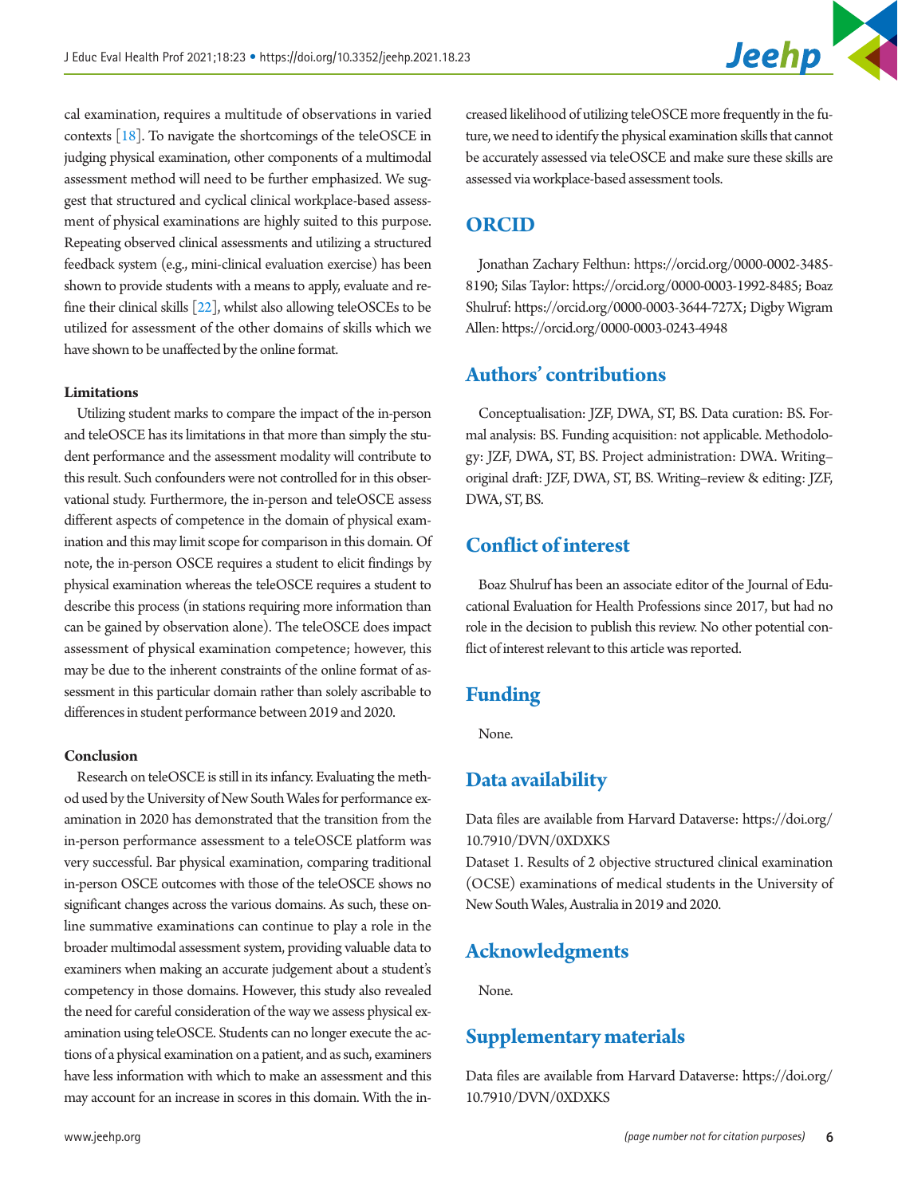cal examination, requires a multitude of observations in varied contexts [18]. To navigate the shortcomings of the teleOSCE in judging physical examination, other components of a multimodal assessment method will need to be further emphasized. We suggest that structured and cyclical clinical workplace-based assessment of physical examinations are highly suited to this purpose. Repeating observed clinical assessments and utilizing a structured feedback system (e.g., mini-clinical evaluation exercise) has been shown to provide students with a means to apply, evaluate and refine their clinical skills [22], whilst also allowing teleOSCEs to be utilized for assessment of the other domains of skills which we have shown to be unaffected by the online format.

**Limitations**

Utilizing student marks to compare the impact of the in-person and teleOSCE has its limitations in that more than simply the student performance and the assessment modality will contribute to this result. Such confounders were not controlled for in this observational study. Furthermore, the in-person and teleOSCE assess different aspects of competence in the domain of physical examination and this may limit scope for comparison in this domain. Of note, the in-person OSCE requires a student to elicit findings by physical examination whereas the teleOSCE requires a student to describe this process (in stations requiring more information than can be gained by observation alone). The teleOSCE does impact assessment of physical examination competence; however, this may be due to the inherent constraints of the online format of assessment in this particular domain rather than solely ascribable to differences in student performance between 2019 and 2020.

**Conclusion**

Research on teleOSCE is still in its infancy. Evaluating the method used by the University of New South Wales for performance examination in 2020 has demonstrated that the transition from the in-person performance assessment to a teleOSCE platform was very successful. Bar physical examination, comparing traditional in-person OSCE outcomes with those of the teleOSCE shows no significant changes across the various domains. As such, these online summative examinations can continue to play a role in the broader multimodal assessment system, providing valuable data to examiners when making an accurate judgement about a student's competency in those domains. However, this study also revealed the need for careful consideration of the way we assess physical examination using teleOSCE. Students can no longer execute the actions of a physical examination on a patient, and as such, examiners have less information with which to make an assessment and this may account for an increase in scores in this domain. With the increased likelihood of utilizing teleOSCE more frequently in the future, we need to identify the physical examination skills that cannot be accurately assessed via teleOSCE and make sure these skills are assessed via workplace-based assessment tools.

## ORCID

Jonathan Zachary Felthun: https://orcid.org/0000-0002-3485-8190; Silas Taylor: https://orcid.org/0000-0003-1992-8485; Boaz Shulruf: https://orcid.org/0000-0003-3644-727X; Digby Wigram Allen: https://orcid.org/0000-0003-0243-4948

## Authors' contributions

Conceptualisation: JZF, DWA, ST, BS. Data curation: BS. Formal analysis: BS. Funding acquisition: not applicable. Methodology: JZF, DWA, ST, BS. Project administration: DWA. Writing–original draft: JZF, DWA, ST, BS. Writing–review & editing: JZF, DWA, ST, BS.

## Conflict of interest

Boaz Shulruf has been an associate editor of the Journal of Educational Evaluation for Health Professions since 2017, but had no role in the decision to publish this review. No other potential conflict of interest relevant to this article was reported.

## Funding

None.

## Data availability

Data files are available from Harvard Dataverse: https://doi.org/10.7910/DVN/0XDXKS

Dataset 1. Results of 2 objective structured clinical examination (OCSE) examinations of medical students in the University of New South Wales, Australia in 2019 and 2020.

## Acknowledgments

None.

## Supplementary materials

Data files are available from Harvard Dataverse: https://doi.org/10.7910/DVN/0XDXKS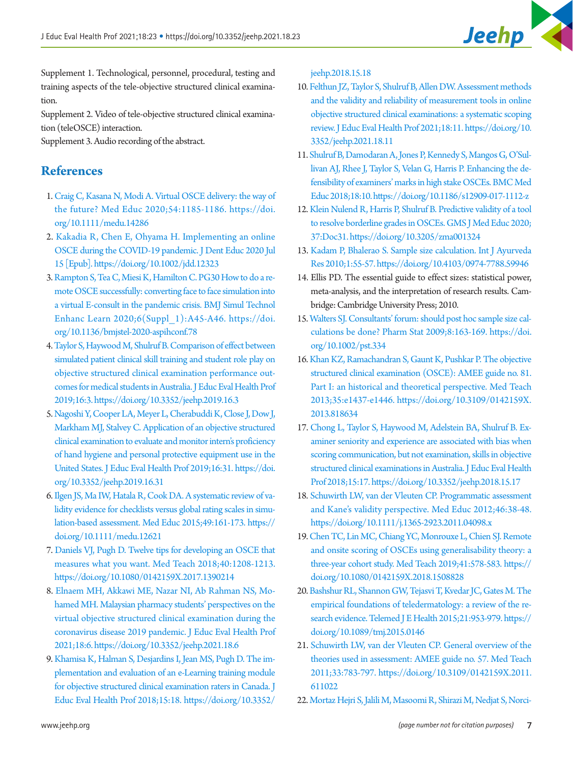Supplement 1. Technological, personnel, procedural, testing and training aspects of the tele-objective structured clinical examination.

Supplement 2. Video of tele-objective structured clinical examination (teleOSCE) interaction.

Supplement 3. Audio recording of the abstract.

## References

1. Craig C, Kasana N, Modi A. Virtual OSCE delivery: the way of the future? Med Educ 2020;54:1185-1186. https://doi.org/10.1111/medu.14286
2. Kakadia R, Chen E, Ohyama H. Implementing an online OSCE during the COVID-19 pandemic. J Dent Educ 2020 Jul 15 [Epub]. https://doi.org/10.1002/jdd.12323
3. Rampton S, Tea C, Miesi K, Hamilton C. PG30 How to do a remote OSCE successfully: converting face to face simulation into a virtual E-consult in the pandemic crisis. BMJ Simul Technol Enhanc Learn 2020;6(Suppl_1):A45-A46. https://doi.org/10.1136/bmjstel-2020-aspihconf.78
4. Taylor S, Haywood M, Shulruf B. Comparison of effect between simulated patient clinical skill training and student role play on objective structured clinical examination performance outcomes for medical students in Australia. J Educ Eval Health Prof 2019;16:3. https://doi.org/10.3352/jeehp.2019.16.3
5. Nagoshi Y, Cooper LA, Meyer L, Cherabuddi K, Close J, Dow J, Markham MJ, Stalvey C. Application of an objective structured clinical examination to evaluate and monitor intern's proficiency of hand hygiene and personal protective equipment use in the United States. J Educ Eval Health Prof 2019;16:31. https://doi.org/10.3352/jeehp.2019.16.31
6. Ilgen JS, Ma IW, Hatala R, Cook DA. A systematic review of validity evidence for checklists versus global rating scales in simulation-based assessment. Med Educ 2015;49:161-173. https://doi.org/10.1111/medu.12621
7. Daniels VJ, Pugh D. Twelve tips for developing an OSCE that measures what you want. Med Teach 2018;40:1208-1213. https://doi.org/10.1080/0142159X.2017.1390214
8. Elnaem MH, Akkawi ME, Nazar NI, Ab Rahman NS, Mohamed MH. Malaysian pharmacy students' perspectives on the virtual objective structured clinical examination during the coronavirus disease 2019 pandemic. J Educ Eval Health Prof 2021;18:6. https://doi.org/10.3352/jeehp.2021.18.6
9. Khamisa K, Halman S, Desjardins I, Jean MS, Pugh D. The implementation and evaluation of an e-Learning training module for objective structured clinical examination raters in Canada. J Educ Eval Health Prof 2018;15:18. https://doi.org/10.3352/jeehp.2018.15.18
10. Felthun JZ, Taylor S, Shulruf B, Allen DW. Assessment methods and the validity and reliability of measurement tools in online objective structured clinical examinations: a systematic scoping review. J Educ Eval Health Prof 2021;18:11. https://doi.org/10.3352/jeehp.2021.18.11
11. Shulruf B, Damodaran A, Jones P, Kennedy S, Mangos G, O'Sullivan AJ, Rhee J, Taylor S, Velan G, Harris P. Enhancing the defensibility of examiners' marks in high stake OSCEs. BMC Med Educ 2018;18:10. https://doi.org/10.1186/s12909-017-1112-z
12. Klein Nulend R, Harris P, Shulruf B. Predictive validity of a tool to resolve borderline grades in OSCEs. GMS J Med Educ 2020;37:Doc31. https://doi.org/10.3205/zma001324
13. Kadam P, Bhalerao S. Sample size calculation. Int J Ayurveda Res 2010;1:55-57. https://doi.org/10.4103/0974-7788.59946
14. Ellis PD. The essential guide to effect sizes: statistical power, meta-analysis, and the interpretation of research results. Cambridge: Cambridge University Press; 2010.
15. Walters SJ. Consultants' forum: should post hoc sample size calculations be done? Pharm Stat 2009;8:163-169. https://doi.org/10.1002/pst.334
16. Khan KZ, Ramachandran S, Gaunt K, Pushkar P. The objective structured clinical examination (OSCE): AMEE guide no. 81. Part I: an historical and theoretical perspective. Med Teach 2013;35:e1437-e1446. https://doi.org/10.3109/0142159X.2013.818634
17. Chong L, Taylor S, Haywood M, Adelstein BA, Shulruf B. Examiner seniority and experience are associated with bias when scoring communication, but not examination, skills in objective structured clinical examinations in Australia. J Educ Eval Health Prof 2018;15:17. https://doi.org/10.3352/jeehp.2018.15.17
18. Schuwirth LW, van der Vleuten CP. Programmatic assessment and Kane's validity perspective. Med Educ 2012;46:38-48. https://doi.org/10.1111/j.1365-2923.2011.04098.x
19. Chen TC, Lin MC, Chiang YC, Monrouxe L, Chien SJ. Remote and onsite scoring of OSCEs using generalisability theory: a three-year cohort study. Med Teach 2019;41:578-583. https://doi.org/10.1080/0142159X.2018.1508828
20. Bashshur RL, Shannon GW, Tejasvi T, Kvedar JC, Gates M. The empirical foundations of teledermatology: a review of the research evidence. Telemed J E Health 2015;21:953-979. https://doi.org/10.1089/tmj.2015.0146
21. Schuwirth LW, van der Vleuten CP. General overview of the theories used in assessment: AMEE guide no. 57. Med Teach 2011;33:783-797. https://doi.org/10.3109/0142159X.2011.611022
22. Mortaz Hejri S, Jalili M, Masoomi R, Shirazi M, Nedjat S, Norci-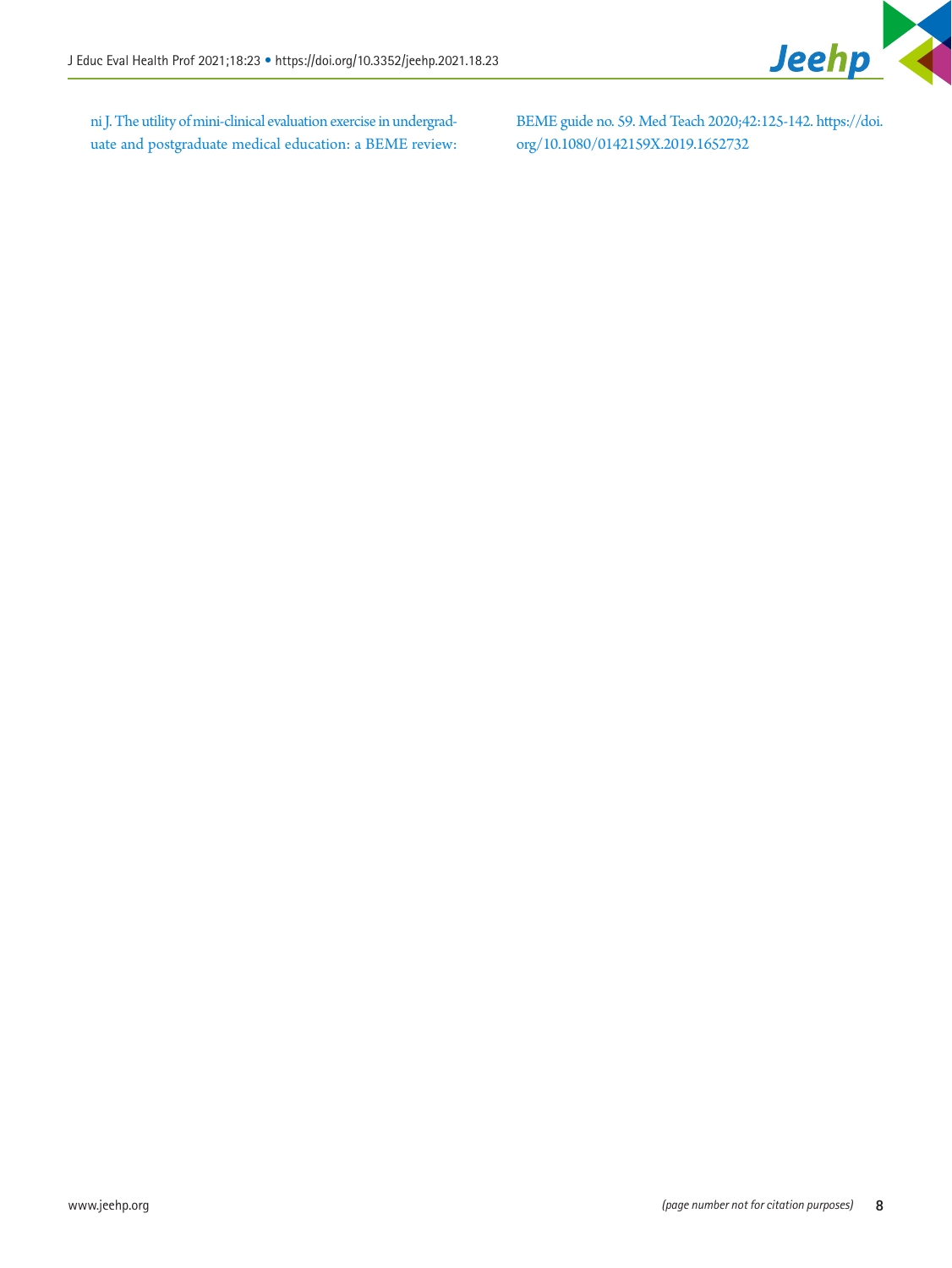ni J. The utility of mini-clinical evaluation exercise in undergraduate and postgraduate medical education: a BEME review: BEME guide no. 59. Med Teach 2020;42:125-142. https://doi.org/10.1080/0142159X.2019.1652732